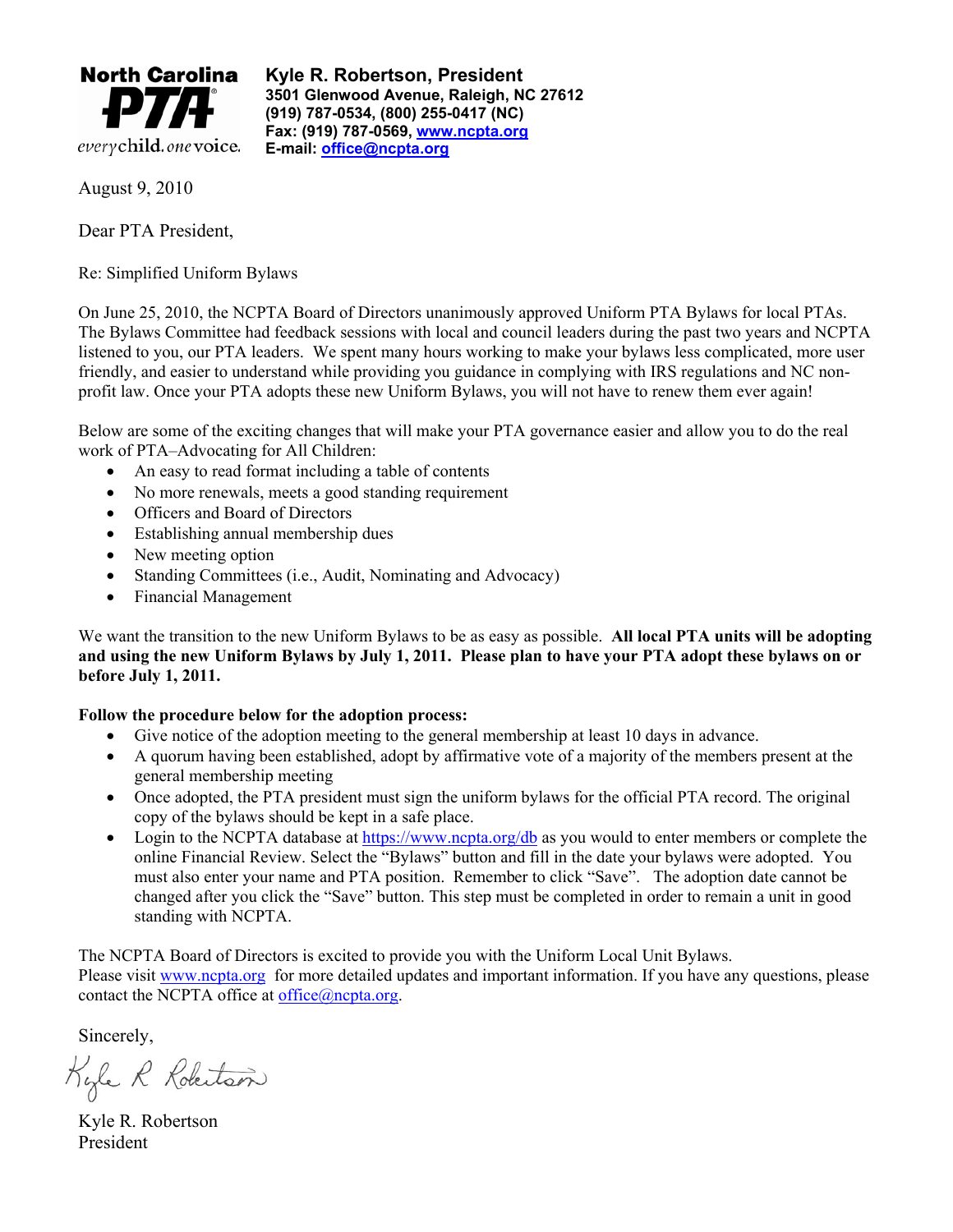**North Carolina PTA**
*everychild. onevoice.*

**Kyle R. Robertson, President**
**3501 Glenwood Avenue, Raleigh, NC 27612**
**(919) 787-0534, (800) 255-0417 (NC)**
**Fax: (919) 787-0569, www.ncpta.org**
**E-mail: office@ncpta.org**

August 9, 2010

Dear PTA President,

Re: Simplified Uniform Bylaws

On June 25, 2010, the NCPTA Board of Directors unanimously approved Uniform PTA Bylaws for local PTAs. The Bylaws Committee had feedback sessions with local and council leaders during the past two years and NCPTA listened to you, our PTA leaders. We spent many hours working to make your bylaws less complicated, more user friendly, and easier to understand while providing you guidance in complying with IRS regulations and NC non-profit law. Once your PTA adopts these new Uniform Bylaws, you will not have to renew them ever again!

Below are some of the exciting changes that will make your PTA governance easier and allow you to do the real work of PTA–Advocating for All Children:

- An easy to read format including a table of contents
- No more renewals, meets a good standing requirement
- Officers and Board of Directors
- Establishing annual membership dues
- New meeting option
- Standing Committees (i.e., Audit, Nominating and Advocacy)
- Financial Management

We want the transition to the new Uniform Bylaws to be as easy as possible. **All local PTA units will be adopting and using the new Uniform Bylaws by July 1, 2011. Please plan to have your PTA adopt these bylaws on or before July 1, 2011.**

**Follow the procedure below for the adoption process:**

- Give notice of the adoption meeting to the general membership at least 10 days in advance.
- A quorum having been established, adopt by affirmative vote of a majority of the members present at the general membership meeting
- Once adopted, the PTA president must sign the uniform bylaws for the official PTA record. The original copy of the bylaws should be kept in a safe place.
- Login to the NCPTA database at https://www.ncpta.org/db as you would to enter members or complete the online Financial Review. Select the "Bylaws" button and fill in the date your bylaws were adopted. You must also enter your name and PTA position. Remember to click "Save". The adoption date cannot be changed after you click the "Save" button. This step must be completed in order to remain a unit in good standing with NCPTA.

The NCPTA Board of Directors is excited to provide you with the Uniform Local Unit Bylaws. Please visit www.ncpta.org for more detailed updates and important information. If you have any questions, please contact the NCPTA office at office@ncpta.org.

Sincerely,

Kyle R. Robertson

Kyle R. Robertson
President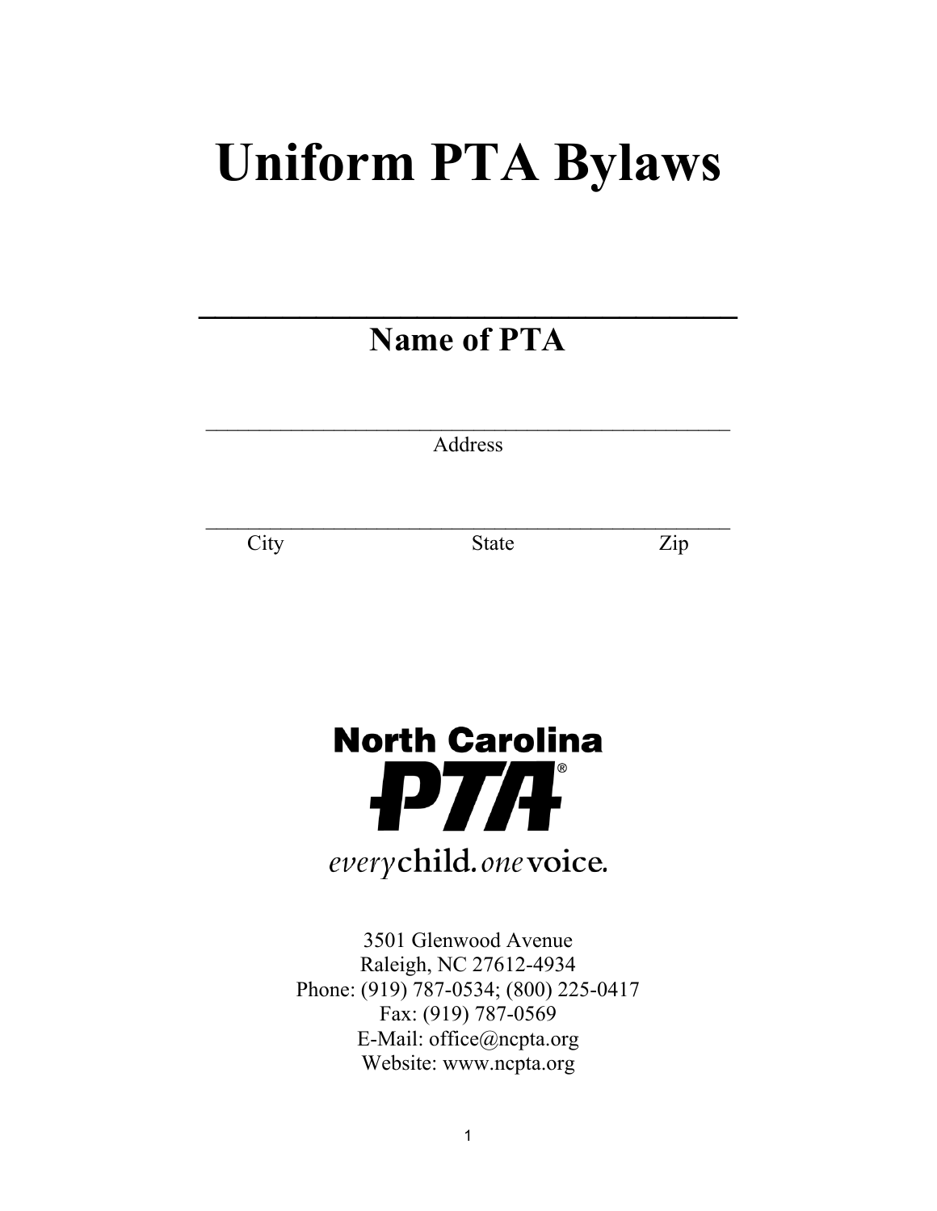# Uniform PTA Bylaws

\_\_\_\_\_\_\_\_\_\_\_\_\_\_\_\_\_\_\_\_\_\_\_\_\_\_\_\_\_\_\_\_

**Name of PTA**

\_\_\_\_\_\_\_\_\_\_\_\_\_\_\_\_\_\_\_\_\_\_\_\_\_\_\_\_\_\_\_\_\_\_\_\_\_\_\_\_\_\_\_\_\_\_\_\_

Address

\_\_\_\_\_\_\_\_\_\_\_\_\_\_\_\_\_\_\_\_\_\_\_\_\_\_\_\_\_\_\_\_\_\_\_\_\_\_\_\_\_\_\_\_\_\_\_\_

City State Zip

North Carolina PTA®

*every* child. *one* voice.

3501 Glenwood Avenue
Raleigh, NC 27612-4934
Phone: (919) 787-0534; (800) 225-0417
Fax: (919) 787-0569
E-Mail: office@ncpta.org
Website: www.ncpta.org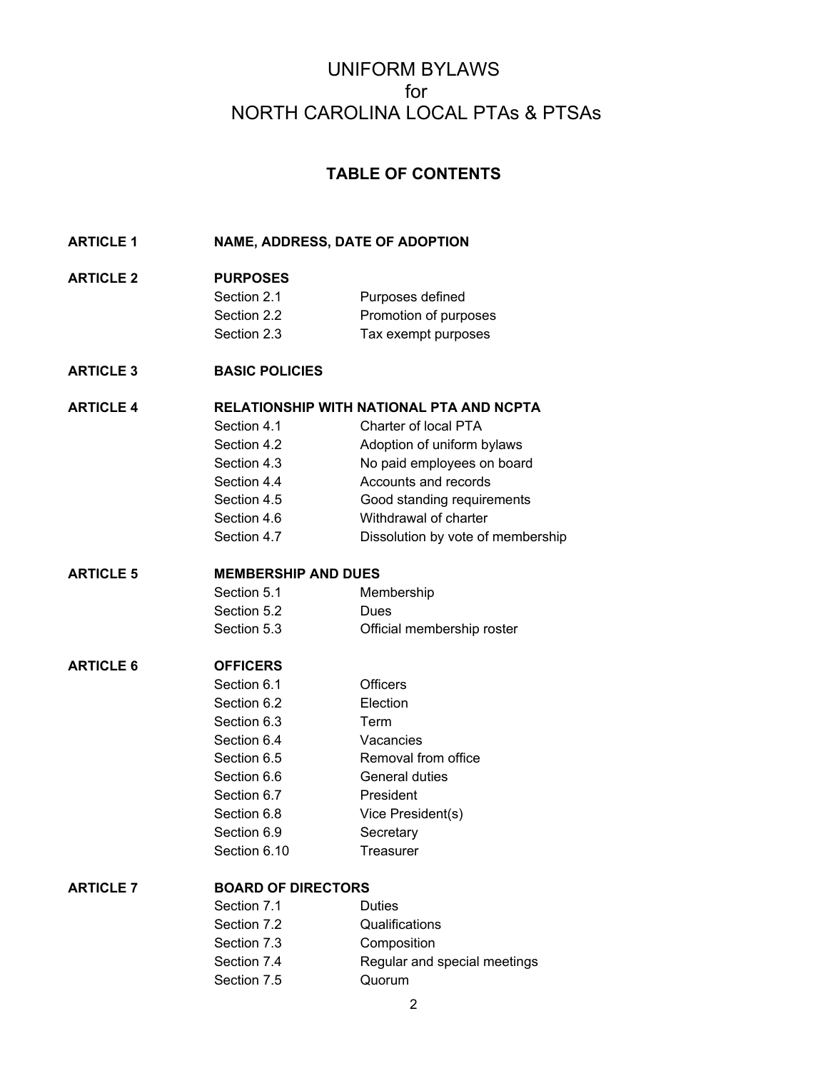# UNIFORM BYLAWS
# for
# NORTH CAROLINA LOCAL PTAs & PTSAs

## TABLE OF CONTENTS

| | | |
|---|---|---|
| **ARTICLE 1** | **NAME, ADDRESS, DATE OF ADOPTION** | |
| **ARTICLE 2** | **PURPOSES** | |
| | Section 2.1 | Purposes defined |
| | Section 2.2 | Promotion of purposes |
| | Section 2.3 | Tax exempt purposes |
| **ARTICLE 3** | **BASIC POLICIES** | |
| **ARTICLE 4** | **RELATIONSHIP WITH NATIONAL PTA AND NCPTA** | |
| | Section 4.1 | Charter of local PTA |
| | Section 4.2 | Adoption of uniform bylaws |
| | Section 4.3 | No paid employees on board |
| | Section 4.4 | Accounts and records |
| | Section 4.5 | Good standing requirements |
| | Section 4.6 | Withdrawal of charter |
| | Section 4.7 | Dissolution by vote of membership |
| **ARTICLE 5** | **MEMBERSHIP AND DUES** | |
| | Section 5.1 | Membership |
| | Section 5.2 | Dues |
| | Section 5.3 | Official membership roster |
| **ARTICLE 6** | **OFFICERS** | |
| | Section 6.1 | Officers |
| | Section 6.2 | Election |
| | Section 6.3 | Term |
| | Section 6.4 | Vacancies |
| | Section 6.5 | Removal from office |
| | Section 6.6 | General duties |
| | Section 6.7 | President |
| | Section 6.8 | Vice President(s) |
| | Section 6.9 | Secretary |
| | Section 6.10 | Treasurer |
| **ARTICLE 7** | **BOARD OF DIRECTORS** | |
| | Section 7.1 | Duties |
| | Section 7.2 | Qualifications |
| | Section 7.3 | Composition |
| | Section 7.4 | Regular and special meetings |
| | Section 7.5 | Quorum |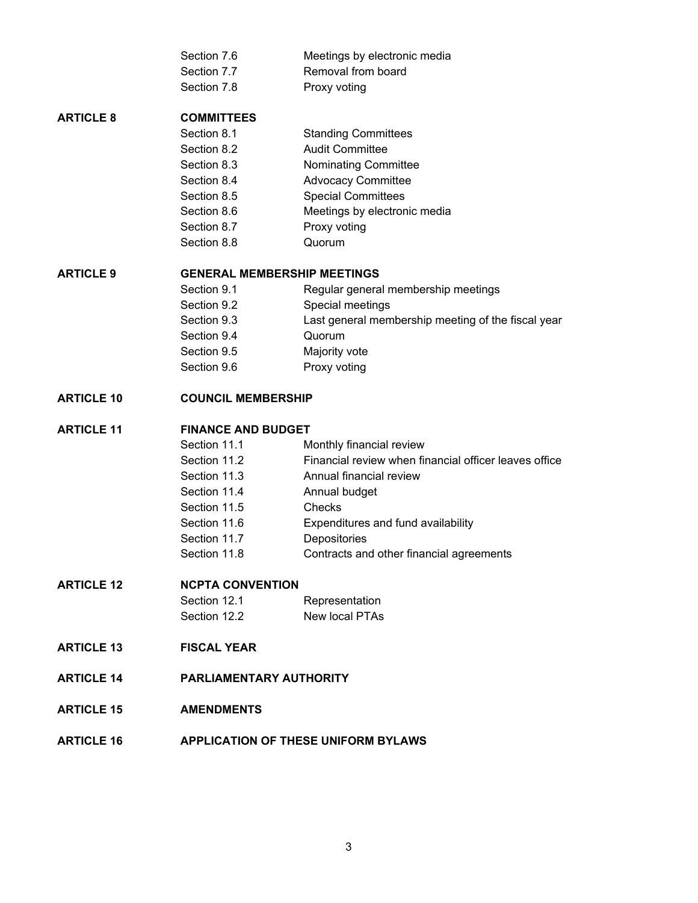| | | |
|---|---|---|
| | Section 7.6 | Meetings by electronic media |
| | Section 7.7 | Removal from board |
| | Section 7.8 | Proxy voting |
| **ARTICLE 8** | **COMMITTEES** | |
| | Section 8.1 | Standing Committees |
| | Section 8.2 | Audit Committee |
| | Section 8.3 | Nominating Committee |
| | Section 8.4 | Advocacy Committee |
| | Section 8.5 | Special Committees |
| | Section 8.6 | Meetings by electronic media |
| | Section 8.7 | Proxy voting |
| | Section 8.8 | Quorum |
| **ARTICLE 9** | **GENERAL MEMBERSHIP MEETINGS** | |
| | Section 9.1 | Regular general membership meetings |
| | Section 9.2 | Special meetings |
| | Section 9.3 | Last general membership meeting of the fiscal year |
| | Section 9.4 | Quorum |
| | Section 9.5 | Majority vote |
| | Section 9.6 | Proxy voting |
| **ARTICLE 10** | **COUNCIL MEMBERSHIP** | |
| **ARTICLE 11** | **FINANCE AND BUDGET** | |
| | Section 11.1 | Monthly financial review |
| | Section 11.2 | Financial review when financial officer leaves office |
| | Section 11.3 | Annual financial review |
| | Section 11.4 | Annual budget |
| | Section 11.5 | Checks |
| | Section 11.6 | Expenditures and fund availability |
| | Section 11.7 | Depositories |
| | Section 11.8 | Contracts and other financial agreements |
| **ARTICLE 12** | **NCPTA CONVENTION** | |
| | Section 12.1 | Representation |
| | Section 12.2 | New local PTAs |
| **ARTICLE 13** | **FISCAL YEAR** | |
| **ARTICLE 14** | **PARLIAMENTARY AUTHORITY** | |
| **ARTICLE 15** | **AMENDMENTS** | |
| **ARTICLE 16** | **APPLICATION OF THESE UNIFORM BYLAWS** | |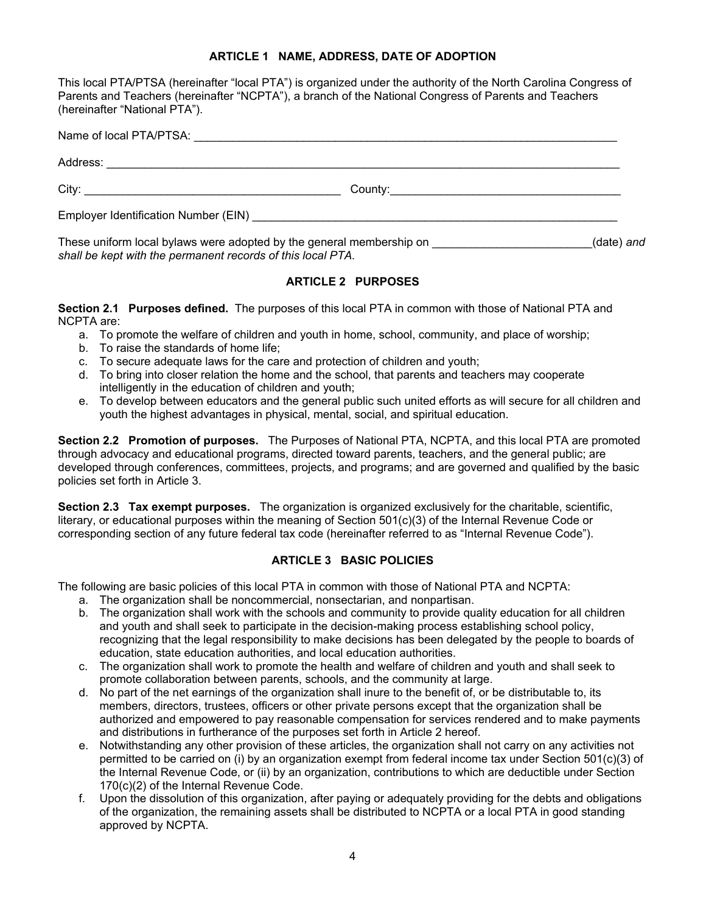## ARTICLE 1 NAME, ADDRESS, DATE OF ADOPTION

This local PTA/PTSA (hereinafter "local PTA") is organized under the authority of the North Carolina Congress of Parents and Teachers (hereinafter "NCPTA"), a branch of the National Congress of Parents and Teachers (hereinafter "National PTA").

Name of local PTA/PTSA: ______________________________________________________________________

Address: ______________________________________________________________________________

City: ________________________________________ County:___________________________________

Employer Identification Number (EIN) _________________________________________________________

These uniform local bylaws were adopted by the general membership on ________________________(date) *and shall be kept with the permanent records of this local PTA.*

## ARTICLE 2 PURPOSES

**Section 2.1 Purposes defined.** The purposes of this local PTA in common with those of National PTA and NCPTA are:

a. To promote the welfare of children and youth in home, school, community, and place of worship;
b. To raise the standards of home life;
c. To secure adequate laws for the care and protection of children and youth;
d. To bring into closer relation the home and the school, that parents and teachers may cooperate intelligently in the education of children and youth;
e. To develop between educators and the general public such united efforts as will secure for all children and youth the highest advantages in physical, mental, social, and spiritual education.

**Section 2.2 Promotion of purposes.** The Purposes of National PTA, NCPTA, and this local PTA are promoted through advocacy and educational programs, directed toward parents, teachers, and the general public; are developed through conferences, committees, projects, and programs; and are governed and qualified by the basic policies set forth in Article 3.

**Section 2.3 Tax exempt purposes.** The organization is organized exclusively for the charitable, scientific, literary, or educational purposes within the meaning of Section 501(c)(3) of the Internal Revenue Code or corresponding section of any future federal tax code (hereinafter referred to as "Internal Revenue Code").

## ARTICLE 3 BASIC POLICIES

The following are basic policies of this local PTA in common with those of National PTA and NCPTA:

a. The organization shall be noncommercial, nonsectarian, and nonpartisan.
b. The organization shall work with the schools and community to provide quality education for all children and youth and shall seek to participate in the decision-making process establishing school policy, recognizing that the legal responsibility to make decisions has been delegated by the people to boards of education, state education authorities, and local education authorities.
c. The organization shall work to promote the health and welfare of children and youth and shall seek to promote collaboration between parents, schools, and the community at large.
d. No part of the net earnings of the organization shall inure to the benefit of, or be distributable to, its members, directors, trustees, officers or other private persons except that the organization shall be authorized and empowered to pay reasonable compensation for services rendered and to make payments and distributions in furtherance of the purposes set forth in Article 2 hereof.
e. Notwithstanding any other provision of these articles, the organization shall not carry on any activities not permitted to be carried on (i) by an organization exempt from federal income tax under Section 501(c)(3) of the Internal Revenue Code, or (ii) by an organization, contributions to which are deductible under Section 170(c)(2) of the Internal Revenue Code.
f. Upon the dissolution of this organization, after paying or adequately providing for the debts and obligations of the organization, the remaining assets shall be distributed to NCPTA or a local PTA in good standing approved by NCPTA.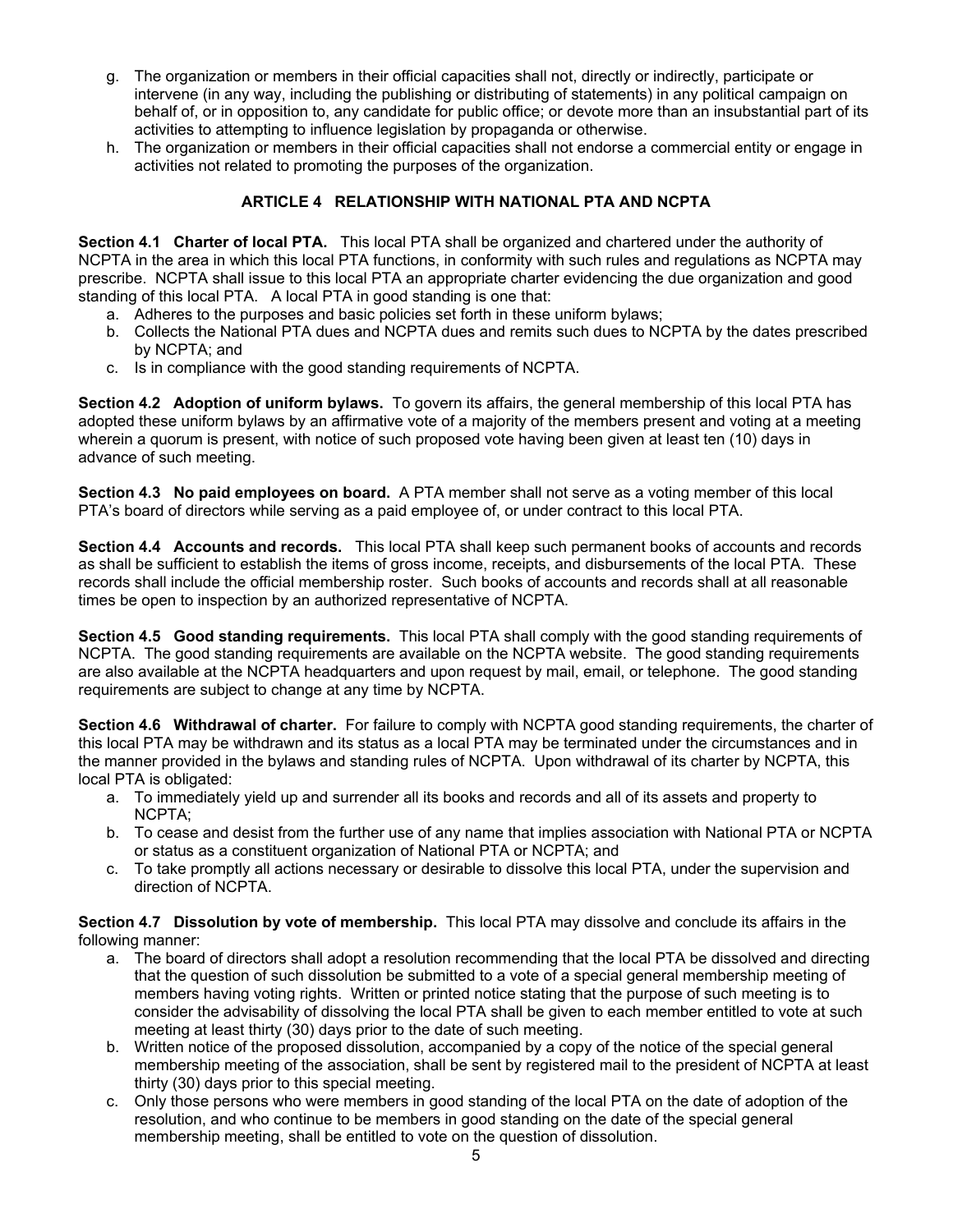g. The organization or members in their official capacities shall not, directly or indirectly, participate or intervene (in any way, including the publishing or distributing of statements) in any political campaign on behalf of, or in opposition to, any candidate for public office; or devote more than an insubstantial part of its activities to attempting to influence legislation by propaganda or otherwise.
h. The organization or members in their official capacities shall not endorse a commercial entity or engage in activities not related to promoting the purposes of the organization.

## ARTICLE 4 RELATIONSHIP WITH NATIONAL PTA AND NCPTA

**Section 4.1 Charter of local PTA.** This local PTA shall be organized and chartered under the authority of NCPTA in the area in which this local PTA functions, in conformity with such rules and regulations as NCPTA may prescribe. NCPTA shall issue to this local PTA an appropriate charter evidencing the due organization and good standing of this local PTA. A local PTA in good standing is one that:

a. Adheres to the purposes and basic policies set forth in these uniform bylaws;
b. Collects the National PTA dues and NCPTA dues and remits such dues to NCPTA by the dates prescribed by NCPTA; and
c. Is in compliance with the good standing requirements of NCPTA.

**Section 4.2 Adoption of uniform bylaws.** To govern its affairs, the general membership of this local PTA has adopted these uniform bylaws by an affirmative vote of a majority of the members present and voting at a meeting wherein a quorum is present, with notice of such proposed vote having been given at least ten (10) days in advance of such meeting.

**Section 4.3 No paid employees on board.** A PTA member shall not serve as a voting member of this local PTA's board of directors while serving as a paid employee of, or under contract to this local PTA.

**Section 4.4 Accounts and records.** This local PTA shall keep such permanent books of accounts and records as shall be sufficient to establish the items of gross income, receipts, and disbursements of the local PTA. These records shall include the official membership roster. Such books of accounts and records shall at all reasonable times be open to inspection by an authorized representative of NCPTA.

**Section 4.5 Good standing requirements.** This local PTA shall comply with the good standing requirements of NCPTA. The good standing requirements are available on the NCPTA website. The good standing requirements are also available at the NCPTA headquarters and upon request by mail, email, or telephone. The good standing requirements are subject to change at any time by NCPTA.

**Section 4.6 Withdrawal of charter.** For failure to comply with NCPTA good standing requirements, the charter of this local PTA may be withdrawn and its status as a local PTA may be terminated under the circumstances and in the manner provided in the bylaws and standing rules of NCPTA. Upon withdrawal of its charter by NCPTA, this local PTA is obligated:

a. To immediately yield up and surrender all its books and records and all of its assets and property to NCPTA;
b. To cease and desist from the further use of any name that implies association with National PTA or NCPTA or status as a constituent organization of National PTA or NCPTA; and
c. To take promptly all actions necessary or desirable to dissolve this local PTA, under the supervision and direction of NCPTA.

**Section 4.7 Dissolution by vote of membership.** This local PTA may dissolve and conclude its affairs in the following manner:

a. The board of directors shall adopt a resolution recommending that the local PTA be dissolved and directing that the question of such dissolution be submitted to a vote of a special general membership meeting of members having voting rights. Written or printed notice stating that the purpose of such meeting is to consider the advisability of dissolving the local PTA shall be given to each member entitled to vote at such meeting at least thirty (30) days prior to the date of such meeting.
b. Written notice of the proposed dissolution, accompanied by a copy of the notice of the special general membership meeting of the association, shall be sent by registered mail to the president of NCPTA at least thirty (30) days prior to this special meeting.
c. Only those persons who were members in good standing of the local PTA on the date of adoption of the resolution, and who continue to be members in good standing on the date of the special general membership meeting, shall be entitled to vote on the question of dissolution.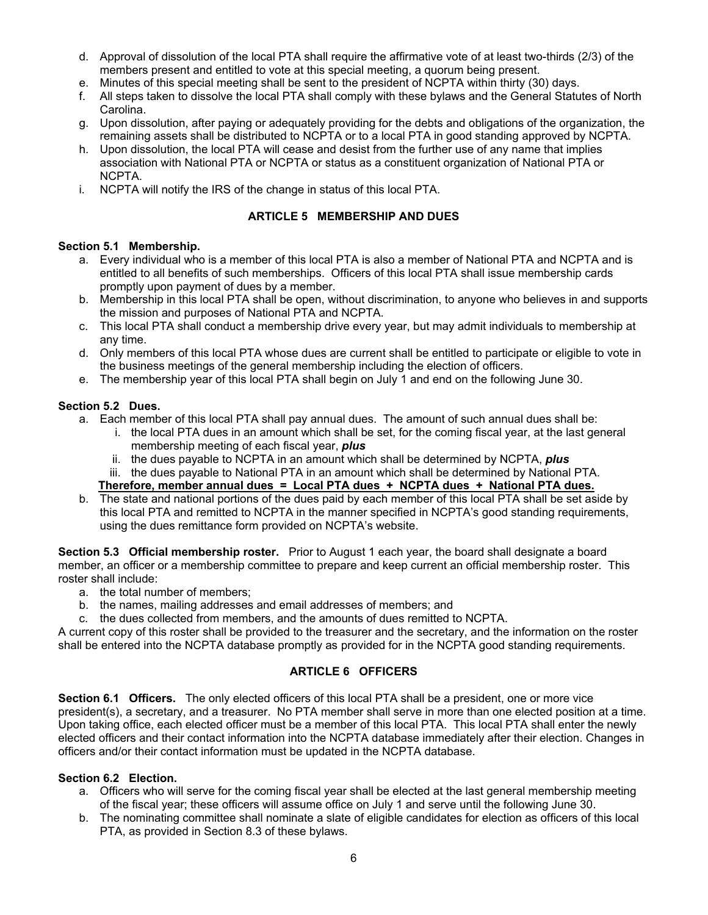d. Approval of dissolution of the local PTA shall require the affirmative vote of at least two-thirds (2/3) of the members present and entitled to vote at this special meeting, a quorum being present.
e. Minutes of this special meeting shall be sent to the president of NCPTA within thirty (30) days.
f. All steps taken to dissolve the local PTA shall comply with these bylaws and the General Statutes of North Carolina.
g. Upon dissolution, after paying or adequately providing for the debts and obligations of the organization, the remaining assets shall be distributed to NCPTA or to a local PTA in good standing approved by NCPTA.
h. Upon dissolution, the local PTA will cease and desist from the further use of any name that implies association with National PTA or NCPTA or status as a constituent organization of National PTA or NCPTA.
i. NCPTA will notify the IRS of the change in status of this local PTA.

## ARTICLE 5 MEMBERSHIP AND DUES

**Section 5.1 Membership.**

a. Every individual who is a member of this local PTA is also a member of National PTA and NCPTA and is entitled to all benefits of such memberships. Officers of this local PTA shall issue membership cards promptly upon payment of dues by a member.
b. Membership in this local PTA shall be open, without discrimination, to anyone who believes in and supports the mission and purposes of National PTA and NCPTA.
c. This local PTA shall conduct a membership drive every year, but may admit individuals to membership at any time.
d. Only members of this local PTA whose dues are current shall be entitled to participate or eligible to vote in the business meetings of the general membership including the election of officers.
e. The membership year of this local PTA shall begin on July 1 and end on the following June 30.

**Section 5.2 Dues.**

a. Each member of this local PTA shall pay annual dues. The amount of such annual dues shall be:
   i. the local PTA dues in an amount which shall be set, for the coming fiscal year, at the last general membership meeting of each fiscal year, ***plus***
   ii. the dues payable to NCPTA in an amount which shall be determined by NCPTA, ***plus***
   iii. the dues payable to National PTA in an amount which shall be determined by National PTA.

   **Therefore, member annual dues = Local PTA dues + NCPTA dues + National PTA dues.**
b. The state and national portions of the dues paid by each member of this local PTA shall be set aside by this local PTA and remitted to NCPTA in the manner specified in NCPTA's good standing requirements, using the dues remittance form provided on NCPTA's website.

**Section 5.3 Official membership roster.** Prior to August 1 each year, the board shall designate a board member, an officer or a membership committee to prepare and keep current an official membership roster. This roster shall include:

a. the total number of members;
b. the names, mailing addresses and email addresses of members; and
c. the dues collected from members, and the amounts of dues remitted to NCPTA.

A current copy of this roster shall be provided to the treasurer and the secretary, and the information on the roster shall be entered into the NCPTA database promptly as provided for in the NCPTA good standing requirements.

## ARTICLE 6 OFFICERS

**Section 6.1 Officers.** The only elected officers of this local PTA shall be a president, one or more vice president(s), a secretary, and a treasurer. No PTA member shall serve in more than one elected position at a time. Upon taking office, each elected officer must be a member of this local PTA. This local PTA shall enter the newly elected officers and their contact information into the NCPTA database immediately after their election. Changes in officers and/or their contact information must be updated in the NCPTA database.

**Section 6.2 Election.**

a. Officers who will serve for the coming fiscal year shall be elected at the last general membership meeting of the fiscal year; these officers will assume office on July 1 and serve until the following June 30.
b. The nominating committee shall nominate a slate of eligible candidates for election as officers of this local PTA, as provided in Section 8.3 of these bylaws.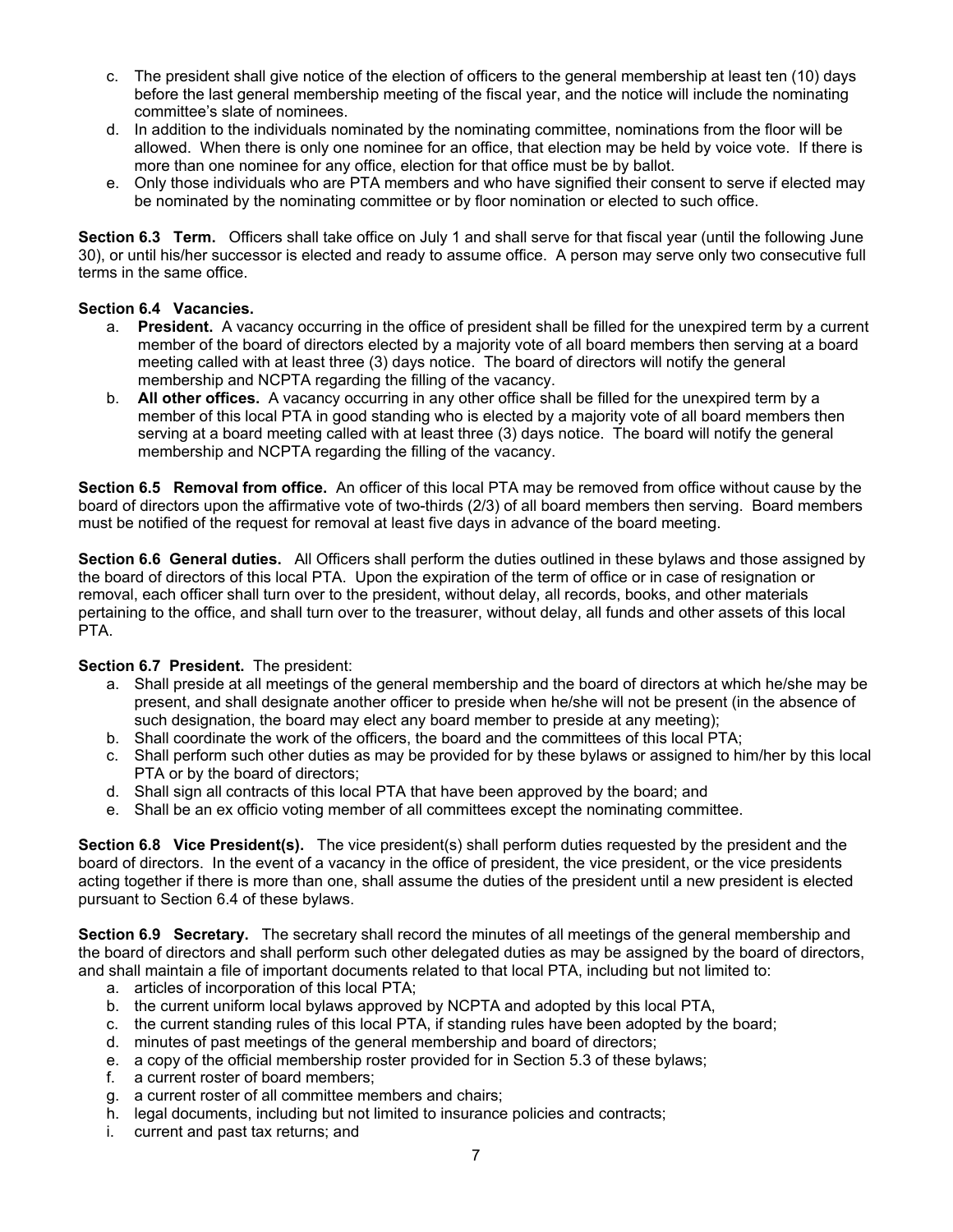c. The president shall give notice of the election of officers to the general membership at least ten (10) days before the last general membership meeting of the fiscal year, and the notice will include the nominating committee's slate of nominees.
d. In addition to the individuals nominated by the nominating committee, nominations from the floor will be allowed. When there is only one nominee for an office, that election may be held by voice vote. If there is more than one nominee for any office, election for that office must be by ballot.
e. Only those individuals who are PTA members and who have signified their consent to serve if elected may be nominated by the nominating committee or by floor nomination or elected to such office.

**Section 6.3 Term.** Officers shall take office on July 1 and shall serve for that fiscal year (until the following June 30), or until his/her successor is elected and ready to assume office. A person may serve only two consecutive full terms in the same office.

**Section 6.4 Vacancies.**

a. **President.** A vacancy occurring in the office of president shall be filled for the unexpired term by a current member of the board of directors elected by a majority vote of all board members then serving at a board meeting called with at least three (3) days notice. The board of directors will notify the general membership and NCPTA regarding the filling of the vacancy.
b. **All other offices.** A vacancy occurring in any other office shall be filled for the unexpired term by a member of this local PTA in good standing who is elected by a majority vote of all board members then serving at a board meeting called with at least three (3) days notice. The board will notify the general membership and NCPTA regarding the filling of the vacancy.

**Section 6.5 Removal from office.** An officer of this local PTA may be removed from office without cause by the board of directors upon the affirmative vote of two-thirds (2/3) of all board members then serving. Board members must be notified of the request for removal at least five days in advance of the board meeting.

**Section 6.6 General duties.** All Officers shall perform the duties outlined in these bylaws and those assigned by the board of directors of this local PTA. Upon the expiration of the term of office or in case of resignation or removal, each officer shall turn over to the president, without delay, all records, books, and other materials pertaining to the office, and shall turn over to the treasurer, without delay, all funds and other assets of this local PTA.

**Section 6.7 President.** The president:

a. Shall preside at all meetings of the general membership and the board of directors at which he/she may be present, and shall designate another officer to preside when he/she will not be present (in the absence of such designation, the board may elect any board member to preside at any meeting);
b. Shall coordinate the work of the officers, the board and the committees of this local PTA;
c. Shall perform such other duties as may be provided for by these bylaws or assigned to him/her by this local PTA or by the board of directors;
d. Shall sign all contracts of this local PTA that have been approved by the board; and
e. Shall be an ex officio voting member of all committees except the nominating committee.

**Section 6.8 Vice President(s).** The vice president(s) shall perform duties requested by the president and the board of directors. In the event of a vacancy in the office of president, the vice president, or the vice presidents acting together if there is more than one, shall assume the duties of the president until a new president is elected pursuant to Section 6.4 of these bylaws.

**Section 6.9 Secretary.** The secretary shall record the minutes of all meetings of the general membership and the board of directors and shall perform such other delegated duties as may be assigned by the board of directors, and shall maintain a file of important documents related to that local PTA, including but not limited to:

a. articles of incorporation of this local PTA;
b. the current uniform local bylaws approved by NCPTA and adopted by this local PTA,
c. the current standing rules of this local PTA, if standing rules have been adopted by the board;
d. minutes of past meetings of the general membership and board of directors;
e. a copy of the official membership roster provided for in Section 5.3 of these bylaws;
f. a current roster of board members;
g. a current roster of all committee members and chairs;
h. legal documents, including but not limited to insurance policies and contracts;
i. current and past tax returns; and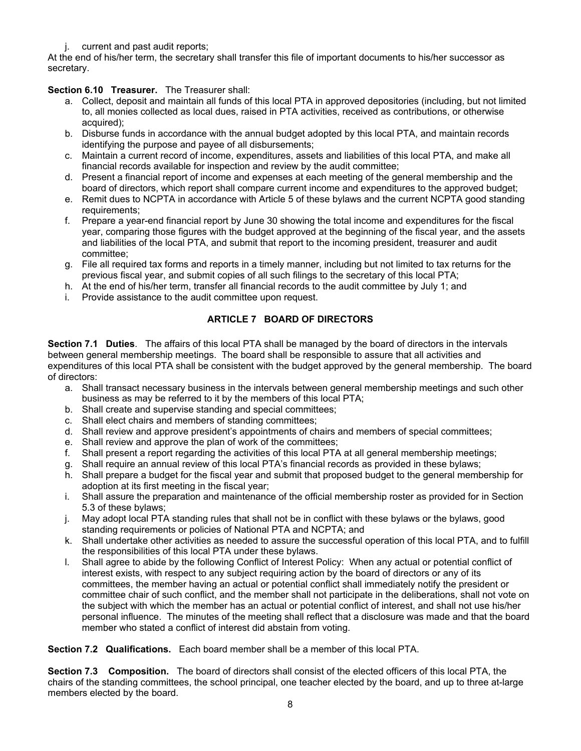j. current and past audit reports;

At the end of his/her term, the secretary shall transfer this file of important documents to his/her successor as secretary.

**Section 6.10 Treasurer.** The Treasurer shall:

a. Collect, deposit and maintain all funds of this local PTA in approved depositories (including, but not limited to, all monies collected as local dues, raised in PTA activities, received as contributions, or otherwise acquired);
b. Disburse funds in accordance with the annual budget adopted by this local PTA, and maintain records identifying the purpose and payee of all disbursements;
c. Maintain a current record of income, expenditures, assets and liabilities of this local PTA, and make all financial records available for inspection and review by the audit committee;
d. Present a financial report of income and expenses at each meeting of the general membership and the board of directors, which report shall compare current income and expenditures to the approved budget;
e. Remit dues to NCPTA in accordance with Article 5 of these bylaws and the current NCPTA good standing requirements;
f. Prepare a year-end financial report by June 30 showing the total income and expenditures for the fiscal year, comparing those figures with the budget approved at the beginning of the fiscal year, and the assets and liabilities of the local PTA, and submit that report to the incoming president, treasurer and audit committee;
g. File all required tax forms and reports in a timely manner, including but not limited to tax returns for the previous fiscal year, and submit copies of all such filings to the secretary of this local PTA;
h. At the end of his/her term, transfer all financial records to the audit committee by July 1; and
i. Provide assistance to the audit committee upon request.

## ARTICLE 7 BOARD OF DIRECTORS

**Section 7.1 Duties**. The affairs of this local PTA shall be managed by the board of directors in the intervals between general membership meetings. The board shall be responsible to assure that all activities and expenditures of this local PTA shall be consistent with the budget approved by the general membership. The board of directors:

a. Shall transact necessary business in the intervals between general membership meetings and such other business as may be referred to it by the members of this local PTA;
b. Shall create and supervise standing and special committees;
c. Shall elect chairs and members of standing committees;
d. Shall review and approve president's appointments of chairs and members of special committees;
e. Shall review and approve the plan of work of the committees;
f. Shall present a report regarding the activities of this local PTA at all general membership meetings;
g. Shall require an annual review of this local PTA's financial records as provided in these bylaws;
h. Shall prepare a budget for the fiscal year and submit that proposed budget to the general membership for adoption at its first meeting in the fiscal year;
i. Shall assure the preparation and maintenance of the official membership roster as provided for in Section 5.3 of these bylaws;
j. May adopt local PTA standing rules that shall not be in conflict with these bylaws or the bylaws, good standing requirements or policies of National PTA and NCPTA; and
k. Shall undertake other activities as needed to assure the successful operation of this local PTA, and to fulfill the responsibilities of this local PTA under these bylaws.
l. Shall agree to abide by the following Conflict of Interest Policy: When any actual or potential conflict of interest exists, with respect to any subject requiring action by the board of directors or any of its committees, the member having an actual or potential conflict shall immediately notify the president or committee chair of such conflict, and the member shall not participate in the deliberations, shall not vote on the subject with which the member has an actual or potential conflict of interest, and shall not use his/her personal influence. The minutes of the meeting shall reflect that a disclosure was made and that the board member who stated a conflict of interest did abstain from voting.

**Section 7.2 Qualifications.** Each board member shall be a member of this local PTA.

**Section 7.3 Composition.** The board of directors shall consist of the elected officers of this local PTA, the chairs of the standing committees, the school principal, one teacher elected by the board, and up to three at-large members elected by the board.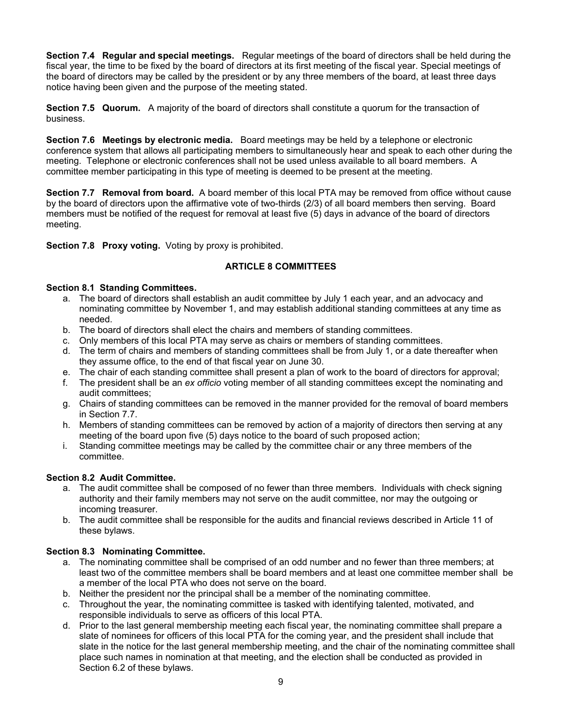**Section 7.4 Regular and special meetings.** Regular meetings of the board of directors shall be held during the fiscal year, the time to be fixed by the board of directors at its first meeting of the fiscal year. Special meetings of the board of directors may be called by the president or by any three members of the board, at least three days notice having been given and the purpose of the meeting stated.

**Section 7.5 Quorum.** A majority of the board of directors shall constitute a quorum for the transaction of business.

**Section 7.6 Meetings by electronic media.** Board meetings may be held by a telephone or electronic conference system that allows all participating members to simultaneously hear and speak to each other during the meeting. Telephone or electronic conferences shall not be used unless available to all board members. A committee member participating in this type of meeting is deemed to be present at the meeting.

**Section 7.7 Removal from board.** A board member of this local PTA may be removed from office without cause by the board of directors upon the affirmative vote of two-thirds (2/3) of all board members then serving. Board members must be notified of the request for removal at least five (5) days in advance of the board of directors meeting.

**Section 7.8 Proxy voting.** Voting by proxy is prohibited.

## ARTICLE 8 COMMITTEES

**Section 8.1 Standing Committees.**

a. The board of directors shall establish an audit committee by July 1 each year, and an advocacy and nominating committee by November 1, and may establish additional standing committees at any time as needed.
b. The board of directors shall elect the chairs and members of standing committees.
c. Only members of this local PTA may serve as chairs or members of standing committees.
d. The term of chairs and members of standing committees shall be from July 1, or a date thereafter when they assume office, to the end of that fiscal year on June 30.
e. The chair of each standing committee shall present a plan of work to the board of directors for approval;
f. The president shall be an *ex officio* voting member of all standing committees except the nominating and audit committees;
g. Chairs of standing committees can be removed in the manner provided for the removal of board members in Section 7.7.
h. Members of standing committees can be removed by action of a majority of directors then serving at any meeting of the board upon five (5) days notice to the board of such proposed action;
i. Standing committee meetings may be called by the committee chair or any three members of the committee.

**Section 8.2 Audit Committee.**

a. The audit committee shall be composed of no fewer than three members. Individuals with check signing authority and their family members may not serve on the audit committee, nor may the outgoing or incoming treasurer.
b. The audit committee shall be responsible for the audits and financial reviews described in Article 11 of these bylaws.

**Section 8.3 Nominating Committee.**

a. The nominating committee shall be comprised of an odd number and no fewer than three members; at least two of the committee members shall be board members and at least one committee member shall be a member of the local PTA who does not serve on the board.
b. Neither the president nor the principal shall be a member of the nominating committee.
c. Throughout the year, the nominating committee is tasked with identifying talented, motivated, and responsible individuals to serve as officers of this local PTA.
d. Prior to the last general membership meeting each fiscal year, the nominating committee shall prepare a slate of nominees for officers of this local PTA for the coming year, and the president shall include that slate in the notice for the last general membership meeting, and the chair of the nominating committee shall place such names in nomination at that meeting, and the election shall be conducted as provided in Section 6.2 of these bylaws.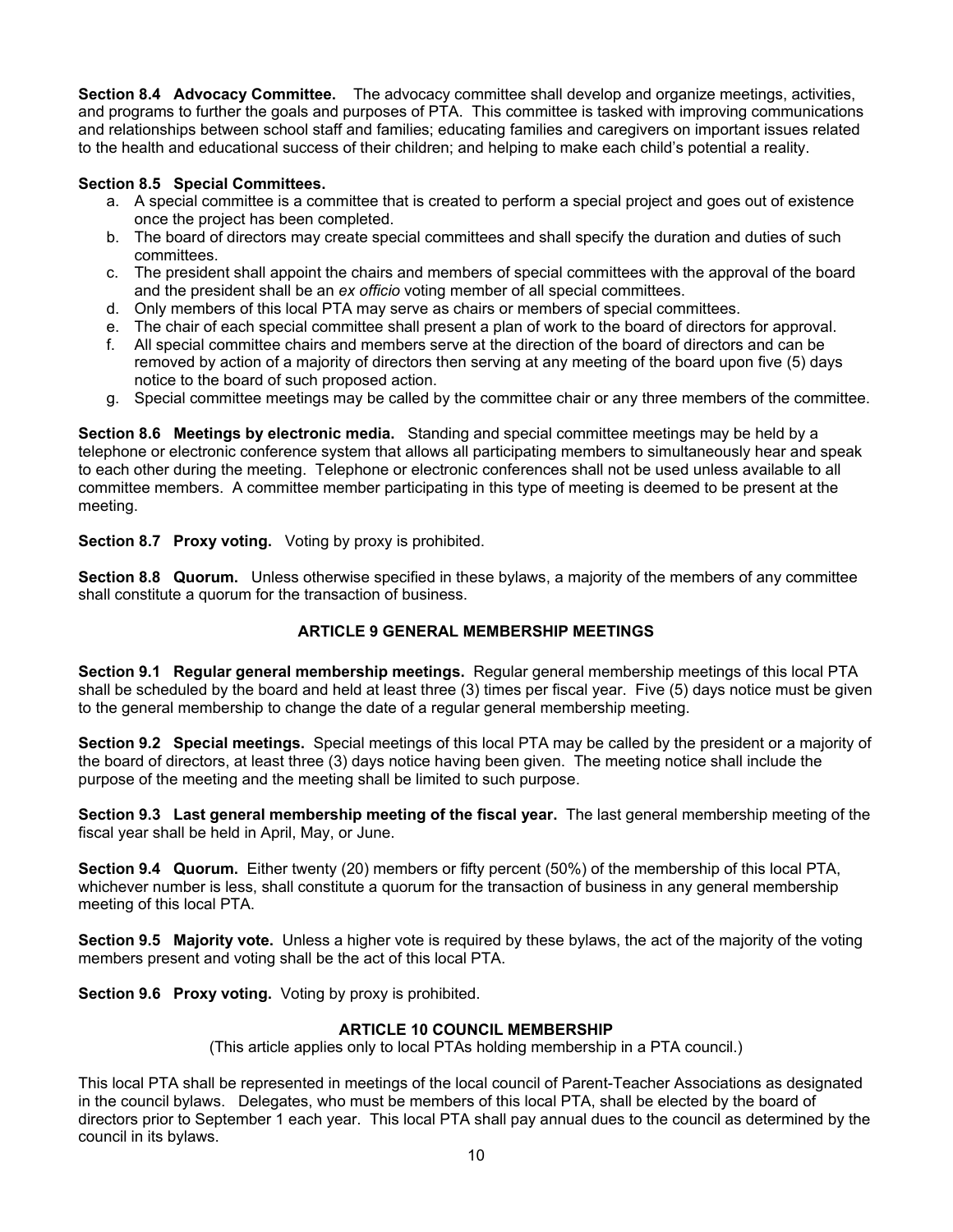**Section 8.4 Advocacy Committee.** The advocacy committee shall develop and organize meetings, activities, and programs to further the goals and purposes of PTA. This committee is tasked with improving communications and relationships between school staff and families; educating families and caregivers on important issues related to the health and educational success of their children; and helping to make each child's potential a reality.

**Section 8.5 Special Committees.**

a. A special committee is a committee that is created to perform a special project and goes out of existence once the project has been completed.
b. The board of directors may create special committees and shall specify the duration and duties of such committees.
c. The president shall appoint the chairs and members of special committees with the approval of the board and the president shall be an *ex officio* voting member of all special committees.
d. Only members of this local PTA may serve as chairs or members of special committees.
e. The chair of each special committee shall present a plan of work to the board of directors for approval.
f. All special committee chairs and members serve at the direction of the board of directors and can be removed by action of a majority of directors then serving at any meeting of the board upon five (5) days notice to the board of such proposed action.
g. Special committee meetings may be called by the committee chair or any three members of the committee.

**Section 8.6 Meetings by electronic media.** Standing and special committee meetings may be held by a telephone or electronic conference system that allows all participating members to simultaneously hear and speak to each other during the meeting. Telephone or electronic conferences shall not be used unless available to all committee members. A committee member participating in this type of meeting is deemed to be present at the meeting.

**Section 8.7 Proxy voting.** Voting by proxy is prohibited.

**Section 8.8 Quorum.** Unless otherwise specified in these bylaws, a majority of the members of any committee shall constitute a quorum for the transaction of business.

## ARTICLE 9 GENERAL MEMBERSHIP MEETINGS

**Section 9.1 Regular general membership meetings.** Regular general membership meetings of this local PTA shall be scheduled by the board and held at least three (3) times per fiscal year. Five (5) days notice must be given to the general membership to change the date of a regular general membership meeting.

**Section 9.2 Special meetings.** Special meetings of this local PTA may be called by the president or a majority of the board of directors, at least three (3) days notice having been given. The meeting notice shall include the purpose of the meeting and the meeting shall be limited to such purpose.

**Section 9.3 Last general membership meeting of the fiscal year.** The last general membership meeting of the fiscal year shall be held in April, May, or June.

**Section 9.4 Quorum.** Either twenty (20) members or fifty percent (50%) of the membership of this local PTA, whichever number is less, shall constitute a quorum for the transaction of business in any general membership meeting of this local PTA.

**Section 9.5 Majority vote.** Unless a higher vote is required by these bylaws, the act of the majority of the voting members present and voting shall be the act of this local PTA.

**Section 9.6 Proxy voting.** Voting by proxy is prohibited.

## ARTICLE 10 COUNCIL MEMBERSHIP

(This article applies only to local PTAs holding membership in a PTA council.)

This local PTA shall be represented in meetings of the local council of Parent-Teacher Associations as designated in the council bylaws. Delegates, who must be members of this local PTA, shall be elected by the board of directors prior to September 1 each year. This local PTA shall pay annual dues to the council as determined by the council in its bylaws.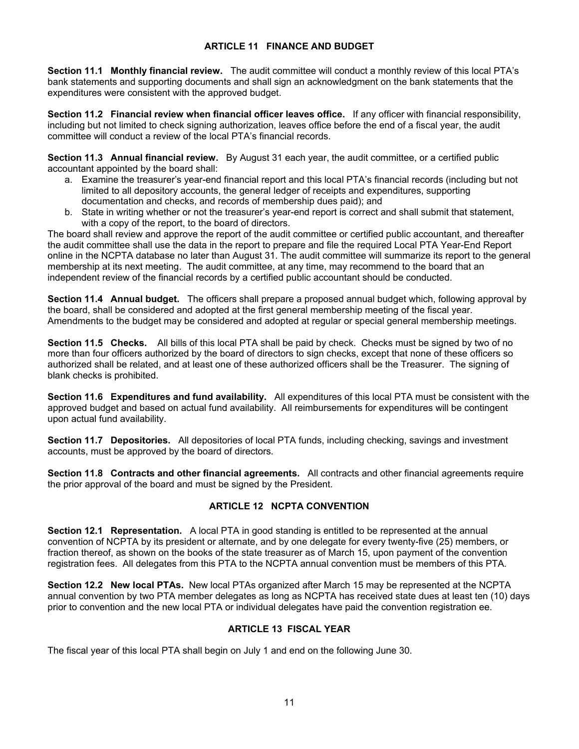## ARTICLE 11 FINANCE AND BUDGET

**Section 11.1 Monthly financial review.** The audit committee will conduct a monthly review of this local PTA's bank statements and supporting documents and shall sign an acknowledgment on the bank statements that the expenditures were consistent with the approved budget.

**Section 11.2 Financial review when financial officer leaves office.** If any officer with financial responsibility, including but not limited to check signing authorization, leaves office before the end of a fiscal year, the audit committee will conduct a review of the local PTA's financial records.

**Section 11.3 Annual financial review.** By August 31 each year, the audit committee, or a certified public accountant appointed by the board shall:

a. Examine the treasurer's year-end financial report and this local PTA's financial records (including but not limited to all depository accounts, the general ledger of receipts and expenditures, supporting documentation and checks, and records of membership dues paid); and
b. State in writing whether or not the treasurer's year-end report is correct and shall submit that statement, with a copy of the report, to the board of directors.

The board shall review and approve the report of the audit committee or certified public accountant, and thereafter the audit committee shall use the data in the report to prepare and file the required Local PTA Year-End Report online in the NCPTA database no later than August 31. The audit committee will summarize its report to the general membership at its next meeting. The audit committee, at any time, may recommend to the board that an independent review of the financial records by a certified public accountant should be conducted.

**Section 11.4 Annual budget.** The officers shall prepare a proposed annual budget which, following approval by the board, shall be considered and adopted at the first general membership meeting of the fiscal year. Amendments to the budget may be considered and adopted at regular or special general membership meetings.

**Section 11.5 Checks.** All bills of this local PTA shall be paid by check. Checks must be signed by two of no more than four officers authorized by the board of directors to sign checks, except that none of these officers so authorized shall be related, and at least one of these authorized officers shall be the Treasurer. The signing of blank checks is prohibited.

**Section 11.6 Expenditures and fund availability.** All expenditures of this local PTA must be consistent with the approved budget and based on actual fund availability. All reimbursements for expenditures will be contingent upon actual fund availability.

**Section 11.7 Depositories.** All depositories of local PTA funds, including checking, savings and investment accounts, must be approved by the board of directors.

**Section 11.8 Contracts and other financial agreements.** All contracts and other financial agreements require the prior approval of the board and must be signed by the President.

## ARTICLE 12 NCPTA CONVENTION

**Section 12.1 Representation.** A local PTA in good standing is entitled to be represented at the annual convention of NCPTA by its president or alternate, and by one delegate for every twenty-five (25) members, or fraction thereof, as shown on the books of the state treasurer as of March 15, upon payment of the convention registration fees. All delegates from this PTA to the NCPTA annual convention must be members of this PTA.

**Section 12.2 New local PTAs.** New local PTAs organized after March 15 may be represented at the NCPTA annual convention by two PTA member delegates as long as NCPTA has received state dues at least ten (10) days prior to convention and the new local PTA or individual delegates have paid the convention registration ee.

## ARTICLE 13 FISCAL YEAR

The fiscal year of this local PTA shall begin on July 1 and end on the following June 30.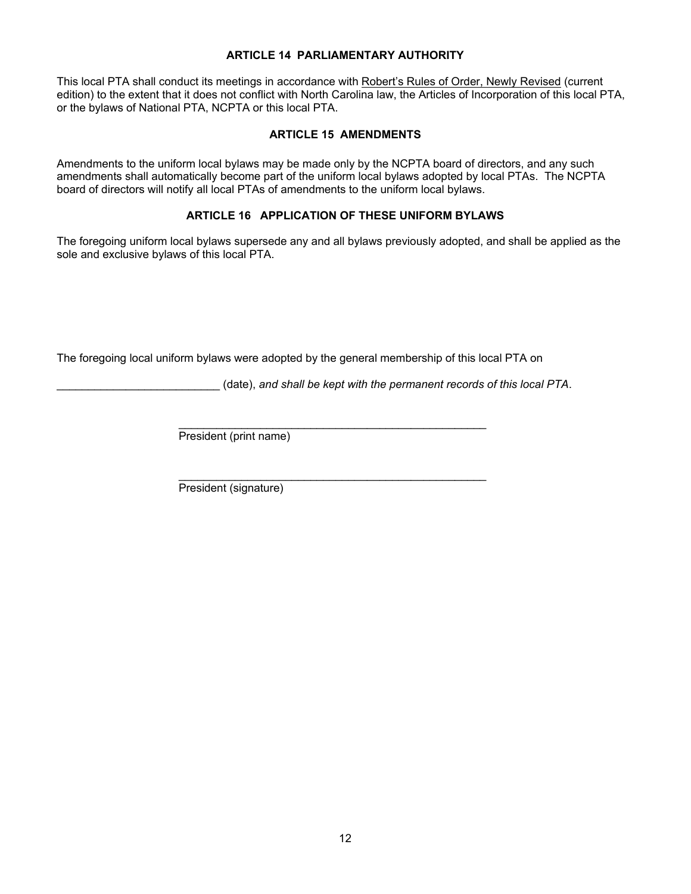### ARTICLE 14 PARLIAMENTARY AUTHORITY

This local PTA shall conduct its meetings in accordance with Robert's Rules of Order, Newly Revised (current edition) to the extent that it does not conflict with North Carolina law, the Articles of Incorporation of this local PTA, or the bylaws of National PTA, NCPTA or this local PTA.

### ARTICLE 15 AMENDMENTS

Amendments to the uniform local bylaws may be made only by the NCPTA board of directors, and any such amendments shall automatically become part of the uniform local bylaws adopted by local PTAs. The NCPTA board of directors will notify all local PTAs of amendments to the uniform local bylaws.

### ARTICLE 16 APPLICATION OF THESE UNIFORM BYLAWS

The foregoing uniform local bylaws supersede any and all bylaws previously adopted, and shall be applied as the sole and exclusive bylaws of this local PTA.

The foregoing local uniform bylaws were adopted by the general membership of this local PTA on

_________________________ (date), *and shall be kept with the permanent records of this local PTA*.

___________________________________________________
President (print name)

___________________________________________________
President (signature)